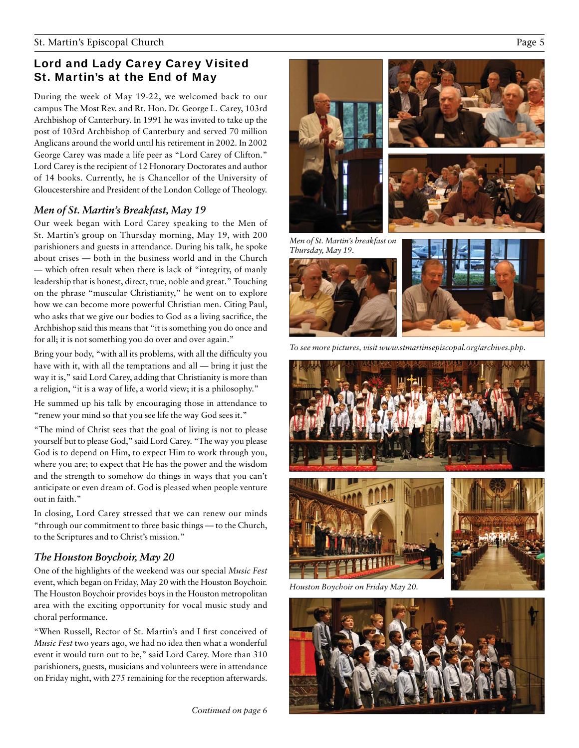## Lord and Lady Carey Carey Visited St. Martin's at the End of May

During the week of May 19-22, we welcomed back to our campus The Most Rev. and Rt. Hon. Dr. George L. Carey, 103rd Archbishop of Canterbury. In 1991 he was invited to take up the post of 103rd Archbishop of Canterbury and served 70 million Anglicans around the world until his retirement in 2002. In 2002 George Carey was made a life peer as "Lord Carey of Clifton." Lord Carey is the recipient of 12 Honorary Doctorates and author of 14 books. Currently, he is Chancellor of the University of Gloucestershire and President of the London College of Theology.

### *Men of St. Martin's Breakfast, May 19*

Our week began with Lord Carey speaking to the Men of St. Martin's group on Thursday morning, May 19, with 200 parishioners and guests in attendance. During his talk, he spoke about crises — both in the business world and in the Church — which often result when there is lack of "integrity, of manly leadership that is honest, direct, true, noble and great." Touching on the phrase "muscular Christianity," he went on to explore how we can become more powerful Christian men. Citing Paul, who asks that we give our bodies to God as a living sacrifice, the Archbishop said this means that "it is something you do once and for all; it is not something you do over and over again."

Bring your body, "with all its problems, with all the difficulty you have with it, with all the temptations and all — bring it just the way it is," said Lord Carey, adding that Christianity is more than a religion, "it is a way of life, a world view; it is a philosophy."

He summed up his talk by encouraging those in attendance to "renew your mind so that you see life the way God sees it."

"The mind of Christ sees that the goal of living is not to please yourself but to please God," said Lord Carey. "The way you please God is to depend on Him, to expect Him to work through you, where you are; to expect that He has the power and the wisdom and the strength to somehow do things in ways that you can't anticipate or even dream of. God is pleased when people venture out in faith."

In closing, Lord Carey stressed that we can renew our minds "through our commitment to three basic things — to the Church, to the Scriptures and to Christ's mission."

### *The Houston Boychoir, May 20*

One of the highlights of the weekend was our special *Music Fest* event, which began on Friday, May 20 with the Houston Boychoir. The Houston Boychoir provides boys in the Houston metropolitan area with the exciting opportunity for vocal music study and choral performance.

"When Russell, Rector of St. Martin's and I first conceived of *Music Fest* two years ago, we had no idea then what a wonderful event it would turn out to be," said Lord Carey. More than 310 parishioners, guests, musicians and volunteers were in attendance on Friday night, with 275 remaining for the reception afterwards.

*Continued on page 6*

*Men of St. Martin's breakfast on Thursday, May 19.*

*To see more pictures, visit www.stmartinsepiscopal.org/archives.php.*

*Houston Boychoir on Friday May 20.*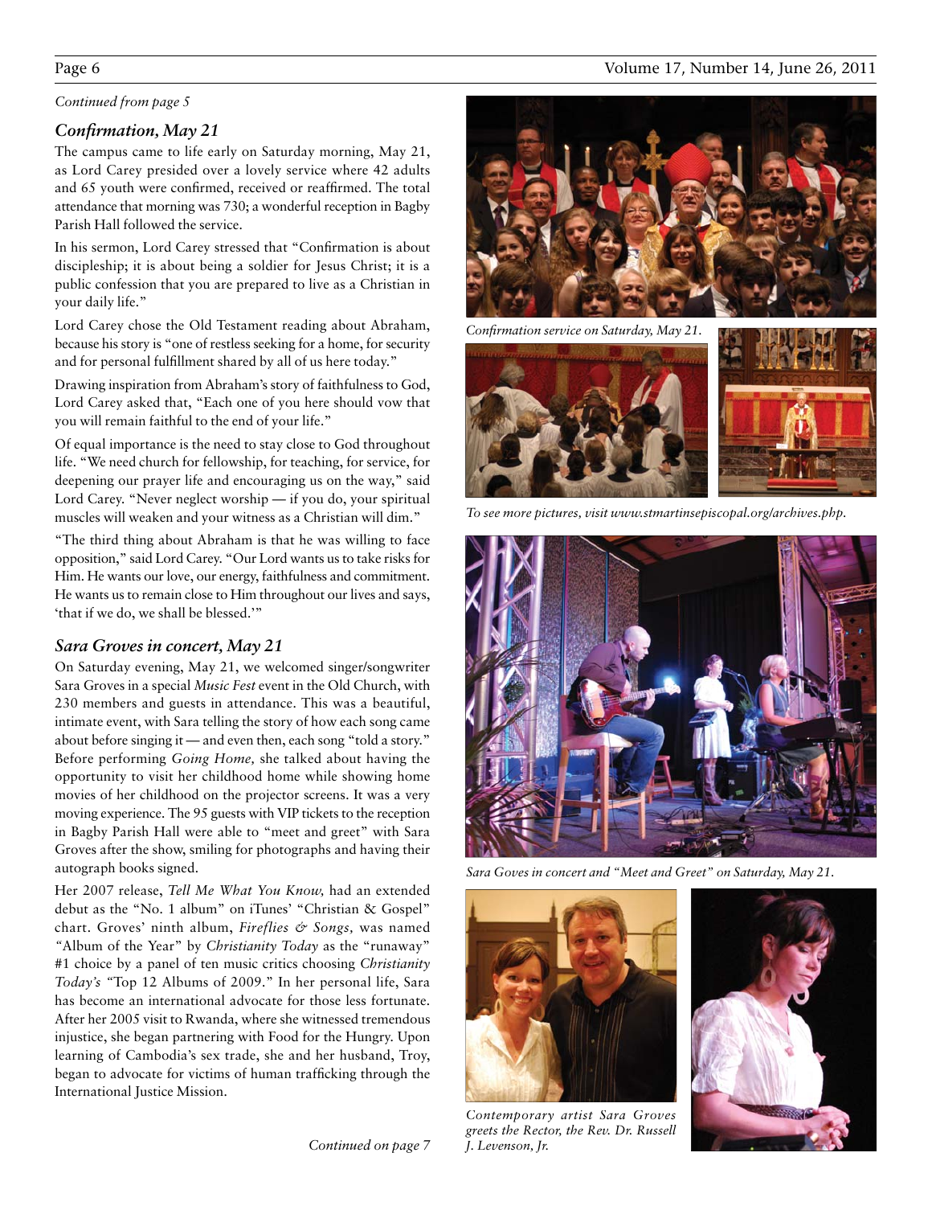*Continued from page 5*

### *Confirmation, May 21*

The campus came to life early on Saturday morning, May 21, as Lord Carey presided over a lovely service where 42 adults and 65 youth were confirmed, received or reaffirmed. The total attendance that morning was 730; a wonderful reception in Bagby Parish Hall followed the service.

In his sermon, Lord Carey stressed that "Confirmation is about discipleship; it is about being a soldier for Jesus Christ; it is a public confession that you are prepared to live as a Christian in your daily life."

Lord Carey chose the Old Testament reading about Abraham, because his story is "one of restless seeking for a home, for security and for personal fulfillment shared by all of us here today."

Drawing inspiration from Abraham's story of faithfulness to God, Lord Carey asked that, "Each one of you here should vow that you will remain faithful to the end of your life."

Of equal importance is the need to stay close to God throughout life. "We need church for fellowship, for teaching, for service, for deepening our prayer life and encouraging us on the way," said Lord Carey. "Never neglect worship — if you do, your spiritual muscles will weaken and your witness as a Christian will dim."

"The third thing about Abraham is that he was willing to face opposition," said Lord Carey. "Our Lord wants us to take risks for Him. He wants our love, our energy, faithfulness and commitment. He wants us to remain close to Him throughout our lives and says, 'that if we do, we shall be blessed.'"

*Confirmation service on Saturday, May 21.*

*To see more pictures, visit www.stmartinsepiscopal.org/archives.php.*

### *Sara Groves in concert, May 21*

On Saturday evening, May 21, we welcomed singer/songwriter Sara Groves in a special *Music Fest* event in the Old Church, with 230 members and guests in attendance. This was a beautiful, intimate event, with Sara telling the story of how each song came about before singing it — and even then, each song "told a story." Before performing *Going Home,* she talked about having the opportunity to visit her childhood home while showing home movies of her childhood on the projector screens. It was a very moving experience. The 95 guests with VIP tickets to the reception in Bagby Parish Hall were able to "meet and greet" with Sara Groves after the show, smiling for photographs and having their autograph books signed.

Her 2007 release, *Tell Me What You Know,* had an extended debut as the "No. 1 album" on iTunes' "Christian & Gospel" chart. Groves' ninth album, *Fireflies & Songs,* was named "Album of the Year" by *Christianity Today* as the "runaway" #1 choice by a panel of ten music critics choosing *Christianity Today's* "Top 12 Albums of 2009." In her personal life, Sara has become an international advocate for those less fortunate. After her 2005 visit to Rwanda, where she witnessed tremendous injustice, she began partnering with Food for the Hungry. Upon learning of Cambodia's sex trade, she and her husband, Troy, began to advocate for victims of human trafficking through the International Justice Mission.

*Sara Goves in concert and "Meet and Greet" on Saturday, May 21.*

*Contemporary artist Sara Groves greets the Rector, the Rev. Dr. Russell J. Levenson, Jr.*

*Continued on page 7*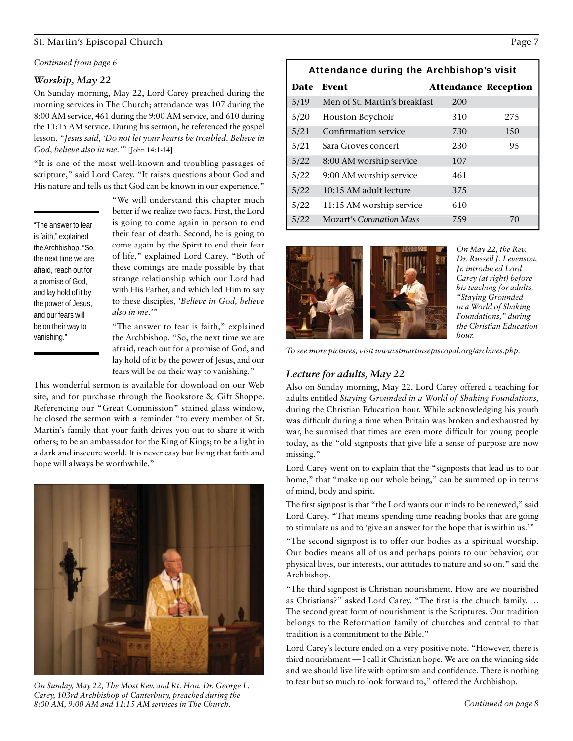*Continued from page 6*

## *Worship, May 22*

On Sunday morning, May 22, Lord Carey preached during the morning services in The Church; attendance was 107 during the 8:00 AM service, 461 during the 9:00 AM service, and 610 during the 11:15 AM service. During his sermon, he referenced the gospel lesson, *"Jesus said, 'Do not let your hearts be troubled. Believe in God, believe also in me.'"* [John 14:1-14]

"It is one of the most well-known and troubling passages of scripture," said Lord Carey. "It raises questions about God and His nature and tells us that God can be known in our experience."

"We will understand this chapter much better if we realize two facts. First, the Lord is going to come again in person to end their fear of death. Second, he is going to come again by the Spirit to end their fear of life," explained Lord Carey. "Both of these comings are made possible by that strange relationship which our Lord had with His Father, and which led Him to say to these disciples, *'Believe in God, believe also in me.'"*

> "The answer to fear is faith," explained the Archbishop. "So, the next time we are afraid, reach out for a promise of God, and lay hold of it by the power of Jesus, and our fears will be on their way to vanishing."

"The answer to fear is faith," explained the Archbishop. "So, the next time we are afraid, reach out for a promise of God, and lay hold of it by the power of Jesus, and our fears will be on their way to vanishing."

This wonderful sermon is available for download on our Web site, and for purchase through the Bookstore & Gift Shoppe. Referencing our "Great Commission" stained glass window, he closed the sermon with a reminder "to every member of St. Martin's family that your faith drives you out to share it with others; to be an ambassador for the King of Kings; to be a light in a dark and insecure world. It is never easy but living that faith and hope will always be worthwhile."

*On Sunday, May 22, The Most Rev. and Rt. Hon. Dr. George L. Carey, 103rd Archbishop of Canterbury, preached during the 8:00 AM, 9:00 AM and 11:15 AM services in The Church.*

**Attendance during the Archbishop's visit**

| Date | Event | Attendance | Reception |
|---|---|---|---|
| 5/19 | Men of St. Martin's breakfast | 200 | |
| 5/20 | Houston Boychoir | 310 | 275 |
| 5/21 | Confirmation service | 730 | 150 |
| 5/21 | Sara Groves concert | 230 | 95 |
| 5/22 | 8:00 AM worship service | 107 | |
| 5/22 | 9:00 AM worship service | 461 | |
| 5/22 | 10:15 AM adult lecture | 375 | |
| 5/22 | 11:15 AM worship service | 610 | |
| 5/22 | Mozart's *Coronation Mass* | 759 | 70 |

*On May 22, the Rev. Dr. Russell J. Levenson, Jr. introduced Lord Carey (at right) before his teaching for adults, "Staying Grounded in a World of Shaking Foundations," during the Christian Education hour.*

*To see more pictures, visit www.stmartinsepiscopal.org/archives.php.*

## *Lecture for adults, May 22*

Also on Sunday morning, May 22, Lord Carey offered a teaching for adults entitled *Staying Grounded in a World of Shaking Foundations,* during the Christian Education hour. While acknowledging his youth was difficult during a time when Britain was broken and exhausted by war, he surmised that times are even more difficult for young people today, as the "old signposts that give life a sense of purpose are now missing."

Lord Carey went on to explain that the "signposts that lead us to our home," that "make up our whole being," can be summed up in terms of mind, body and spirit.

The first signpost is that "the Lord wants our minds to be renewed," said Lord Carey. "That means spending time reading books that are going to stimulate us and to 'give an answer for the hope that is within us.'"

"The second signpost is to offer our bodies as a spiritual worship. Our bodies means all of us and perhaps points to our behavior, our physical lives, our interests, our attitudes to nature and so on," said the Archbishop.

"The third signpost is Christian nourishment. How are we nourished as Christians?" asked Lord Carey. "The first is the church family. … The second great form of nourishment is the Scriptures. Our tradition belongs to the Reformation family of churches and central to that tradition is a commitment to the Bible."

Lord Carey's lecture ended on a very positive note. "However, there is third nourishment — I call it Christian hope. We are on the winning side and we should live life with optimism and confidence. There is nothing to fear but so much to look forward to," offered the Archbishop.

*Continued on page 8*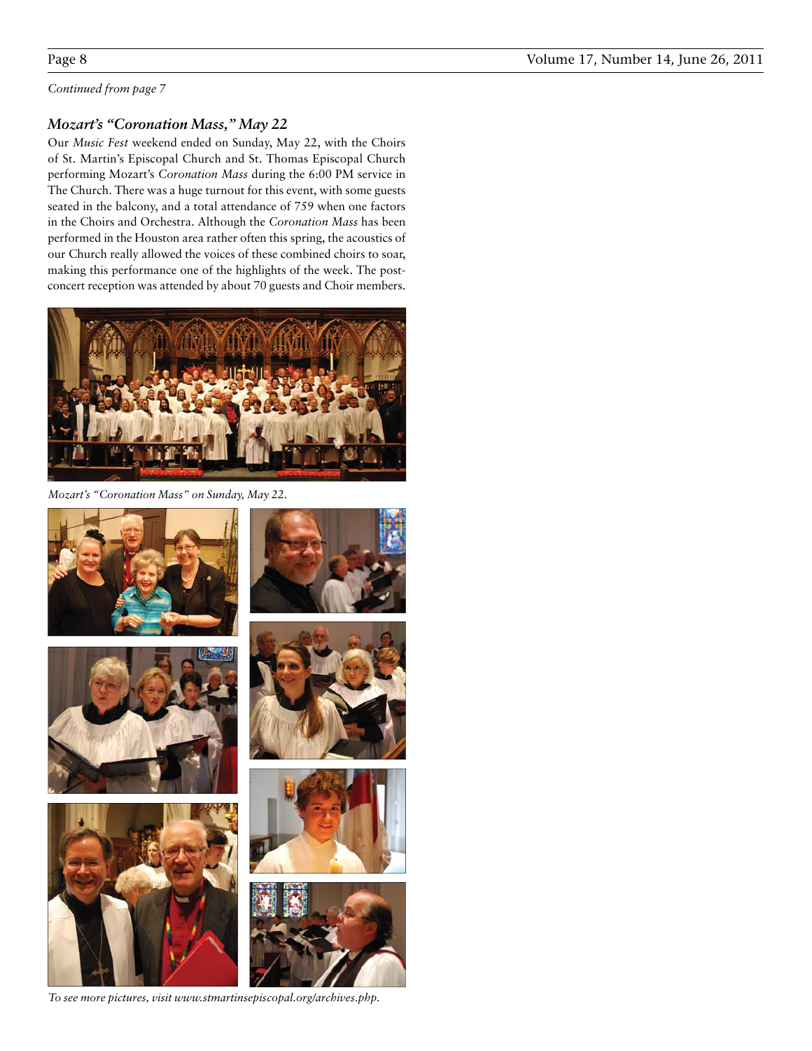*Continued from page 7*

### *Mozart's "Coronation Mass," May 22*

Our *Music Fest* weekend ended on Sunday, May 22, with the Choirs of St. Martin's Episcopal Church and St. Thomas Episcopal Church performing Mozart's *Coronation Mass* during the 6:00 PM service in The Church. There was a huge turnout for this event, with some guests seated in the balcony, and a total attendance of 759 when one factors in the Choirs and Orchestra. Although the *Coronation Mass* has been performed in the Houston area rather often this spring, the acoustics of our Church really allowed the voices of these combined choirs to soar, making this performance one of the highlights of the week. The post-concert reception was attended by about 70 guests and Choir members.

*Mozart's "Coronation Mass" on Sunday, May 22.*

*To see more pictures, visit www.stmartinsepiscopal.org/archives.php.*